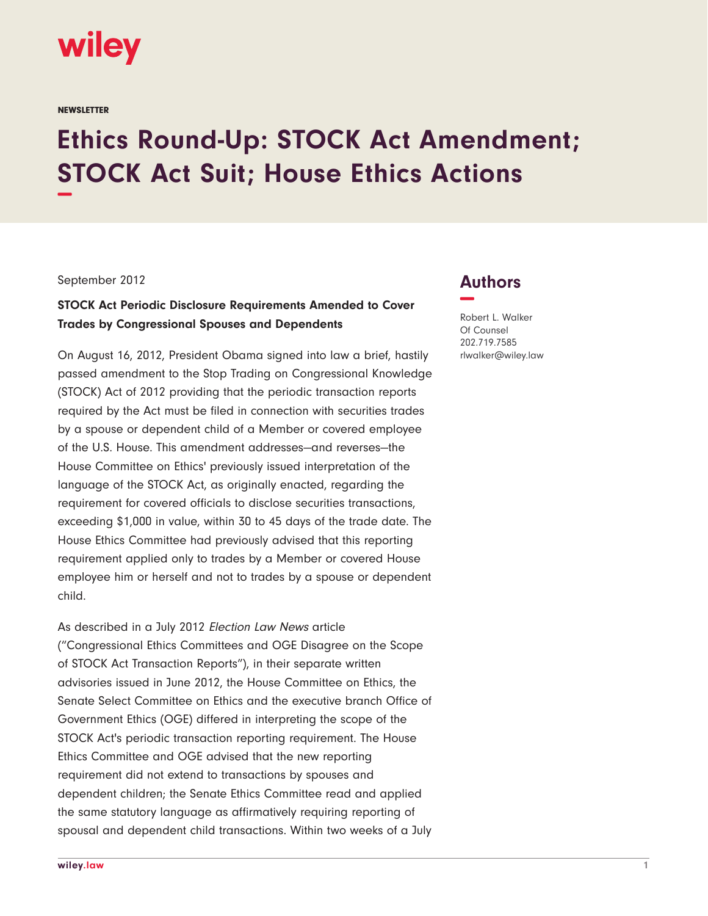NEWSLETTER

# Ethics Round-Up: STOCK Act Amendment; STOCK Act Suit; House Ethics Actions

September 2012

## Authors

Robert L. Walker
Of Counsel
202.719.7585
rlwalker@wiley.law

**STOCK Act Periodic Disclosure Requirements Amended to Cover Trades by Congressional Spouses and Dependents**

On August 16, 2012, President Obama signed into law a brief, hastily passed amendment to the Stop Trading on Congressional Knowledge (STOCK) Act of 2012 providing that the periodic transaction reports required by the Act must be filed in connection with securities trades by a spouse or dependent child of a Member or covered employee of the U.S. House. This amendment addresses—and reverses—the House Committee on Ethics' previously issued interpretation of the language of the STOCK Act, as originally enacted, regarding the requirement for covered officials to disclose securities transactions, exceeding $1,000 in value, within 30 to 45 days of the trade date. The House Ethics Committee had previously advised that this reporting requirement applied only to trades by a Member or covered House employee him or herself and not to trades by a spouse or dependent child.

As described in a July 2012 *Election Law News* article ("Congressional Ethics Committees and OGE Disagree on the Scope of STOCK Act Transaction Reports"), in their separate written advisories issued in June 2012, the House Committee on Ethics, the Senate Select Committee on Ethics and the executive branch Office of Government Ethics (OGE) differed in interpreting the scope of the STOCK Act's periodic transaction reporting requirement. The House Ethics Committee and OGE advised that the new reporting requirement did not extend to transactions by spouses and dependent children; the Senate Ethics Committee read and applied the same statutory language as affirmatively requiring reporting of spousal and dependent child transactions. Within two weeks of a July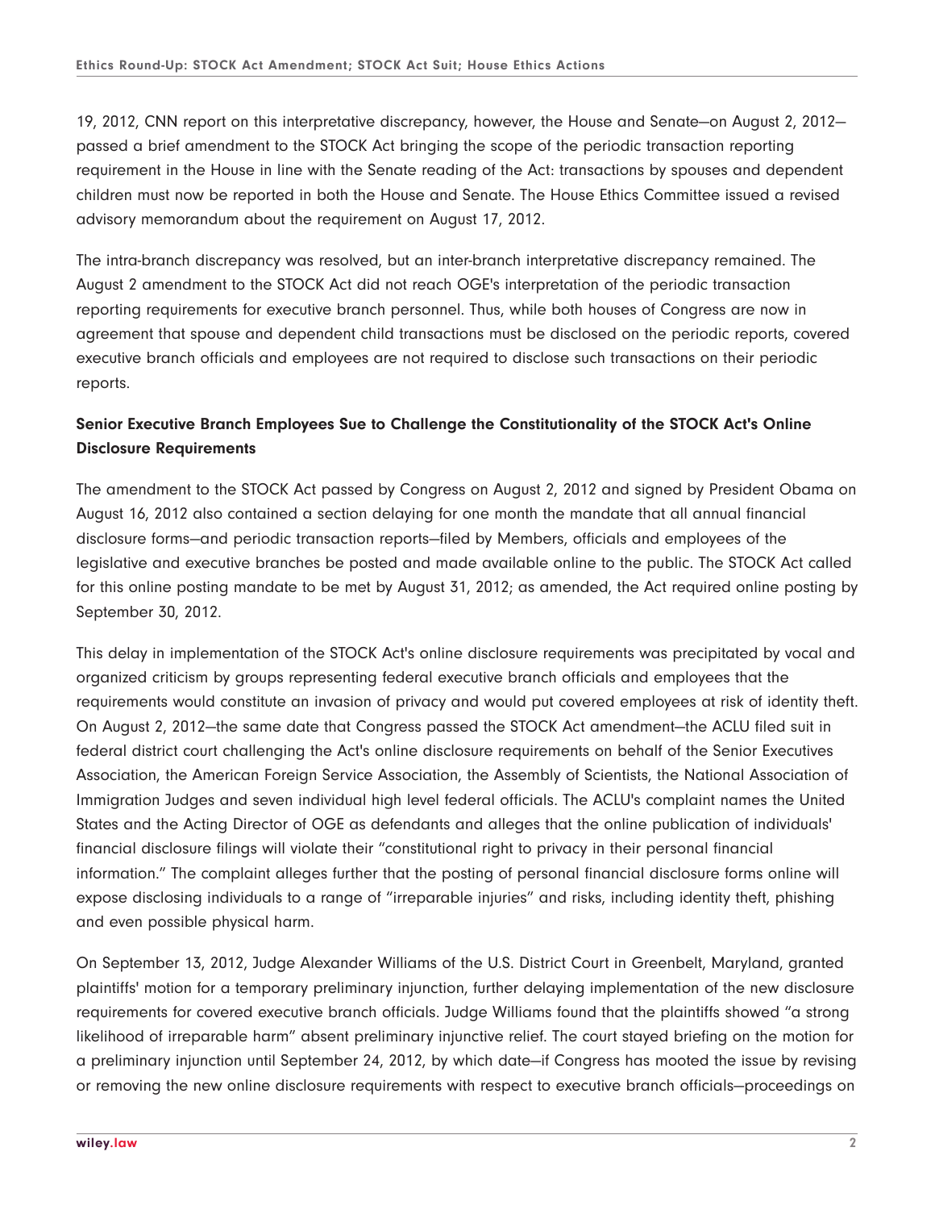19, 2012, CNN report on this interpretative discrepancy, however, the House and Senate—on August 2, 2012—passed a brief amendment to the STOCK Act bringing the scope of the periodic transaction reporting requirement in the House in line with the Senate reading of the Act: transactions by spouses and dependent children must now be reported in both the House and Senate. The House Ethics Committee issued a revised advisory memorandum about the requirement on August 17, 2012.

The intra-branch discrepancy was resolved, but an inter-branch interpretative discrepancy remained. The August 2 amendment to the STOCK Act did not reach OGE's interpretation of the periodic transaction reporting requirements for executive branch personnel. Thus, while both houses of Congress are now in agreement that spouse and dependent child transactions must be disclosed on the periodic reports, covered executive branch officials and employees are not required to disclose such transactions on their periodic reports.

**Senior Executive Branch Employees Sue to Challenge the Constitutionality of the STOCK Act's Online Disclosure Requirements**

The amendment to the STOCK Act passed by Congress on August 2, 2012 and signed by President Obama on August 16, 2012 also contained a section delaying for one month the mandate that all annual financial disclosure forms—and periodic transaction reports—filed by Members, officials and employees of the legislative and executive branches be posted and made available online to the public. The STOCK Act called for this online posting mandate to be met by August 31, 2012; as amended, the Act required online posting by September 30, 2012.

This delay in implementation of the STOCK Act's online disclosure requirements was precipitated by vocal and organized criticism by groups representing federal executive branch officials and employees that the requirements would constitute an invasion of privacy and would put covered employees at risk of identity theft. On August 2, 2012—the same date that Congress passed the STOCK Act amendment—the ACLU filed suit in federal district court challenging the Act's online disclosure requirements on behalf of the Senior Executives Association, the American Foreign Service Association, the Assembly of Scientists, the National Association of Immigration Judges and seven individual high level federal officials. The ACLU's complaint names the United States and the Acting Director of OGE as defendants and alleges that the online publication of individuals' financial disclosure filings will violate their "constitutional right to privacy in their personal financial information." The complaint alleges further that the posting of personal financial disclosure forms online will expose disclosing individuals to a range of "irreparable injuries" and risks, including identity theft, phishing and even possible physical harm.

On September 13, 2012, Judge Alexander Williams of the U.S. District Court in Greenbelt, Maryland, granted plaintiffs' motion for a temporary preliminary injunction, further delaying implementation of the new disclosure requirements for covered executive branch officials. Judge Williams found that the plaintiffs showed "a strong likelihood of irreparable harm" absent preliminary injunctive relief. The court stayed briefing on the motion for a preliminary injunction until September 24, 2012, by which date—if Congress has mooted the issue by revising or removing the new online disclosure requirements with respect to executive branch officials—proceedings on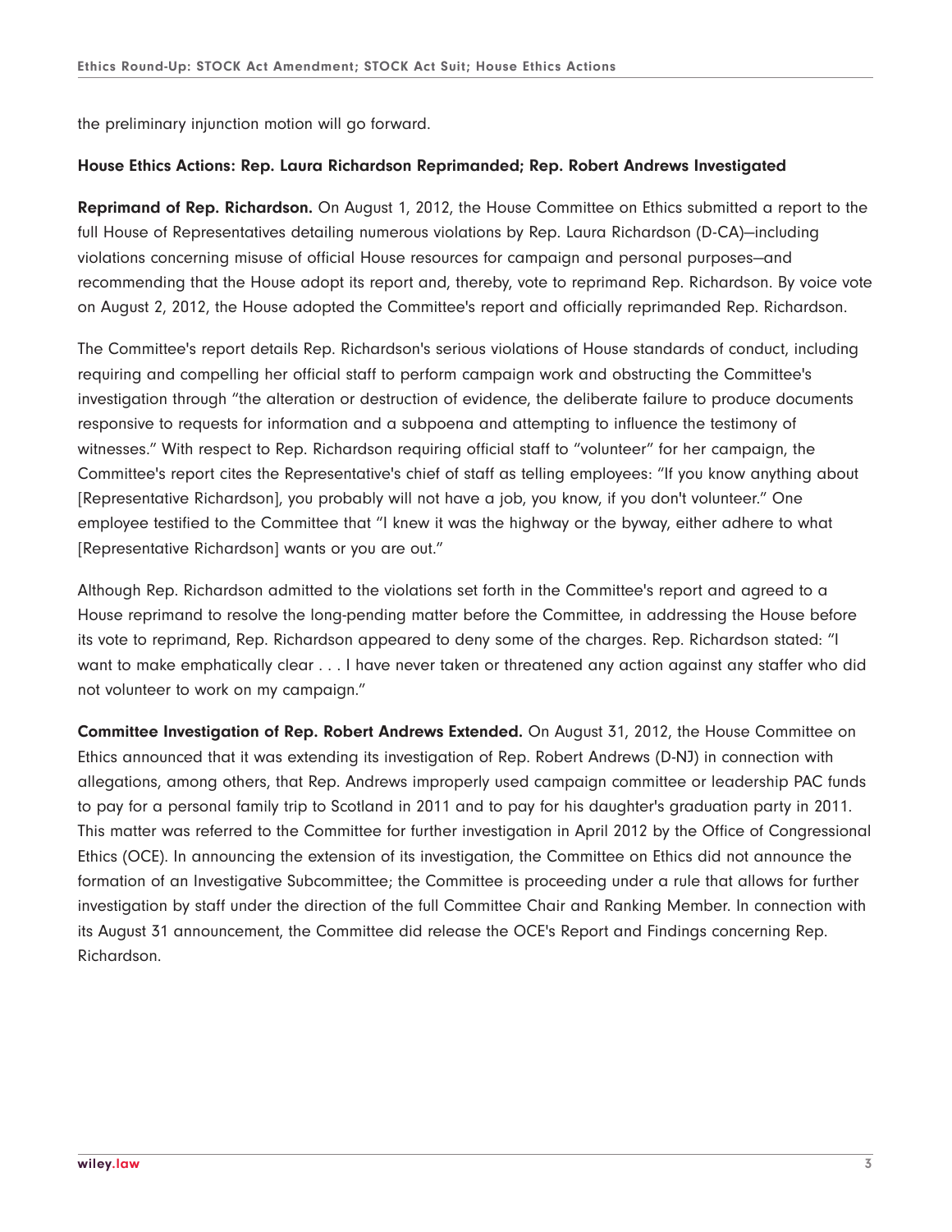the preliminary injunction motion will go forward.

**House Ethics Actions: Rep. Laura Richardson Reprimanded; Rep. Robert Andrews Investigated**

**Reprimand of Rep. Richardson.** On August 1, 2012, the House Committee on Ethics submitted a report to the full House of Representatives detailing numerous violations by Rep. Laura Richardson (D-CA)—including violations concerning misuse of official House resources for campaign and personal purposes—and recommending that the House adopt its report and, thereby, vote to reprimand Rep. Richardson. By voice vote on August 2, 2012, the House adopted the Committee's report and officially reprimanded Rep. Richardson.

The Committee's report details Rep. Richardson's serious violations of House standards of conduct, including requiring and compelling her official staff to perform campaign work and obstructing the Committee's investigation through "the alteration or destruction of evidence, the deliberate failure to produce documents responsive to requests for information and a subpoena and attempting to influence the testimony of witnesses." With respect to Rep. Richardson requiring official staff to "volunteer" for her campaign, the Committee's report cites the Representative's chief of staff as telling employees: "If you know anything about [Representative Richardson], you probably will not have a job, you know, if you don't volunteer." One employee testified to the Committee that "I knew it was the highway or the byway, either adhere to what [Representative Richardson] wants or you are out."

Although Rep. Richardson admitted to the violations set forth in the Committee's report and agreed to a House reprimand to resolve the long-pending matter before the Committee, in addressing the House before its vote to reprimand, Rep. Richardson appeared to deny some of the charges. Rep. Richardson stated: "I want to make emphatically clear . . . I have never taken or threatened any action against any staffer who did not volunteer to work on my campaign."

**Committee Investigation of Rep. Robert Andrews Extended.** On August 31, 2012, the House Committee on Ethics announced that it was extending its investigation of Rep. Robert Andrews (D-NJ) in connection with allegations, among others, that Rep. Andrews improperly used campaign committee or leadership PAC funds to pay for a personal family trip to Scotland in 2011 and to pay for his daughter's graduation party in 2011. This matter was referred to the Committee for further investigation in April 2012 by the Office of Congressional Ethics (OCE). In announcing the extension of its investigation, the Committee on Ethics did not announce the formation of an Investigative Subcommittee; the Committee is proceeding under a rule that allows for further investigation by staff under the direction of the full Committee Chair and Ranking Member. In connection with its August 31 announcement, the Committee did release the OCE's Report and Findings concerning Rep. Richardson.